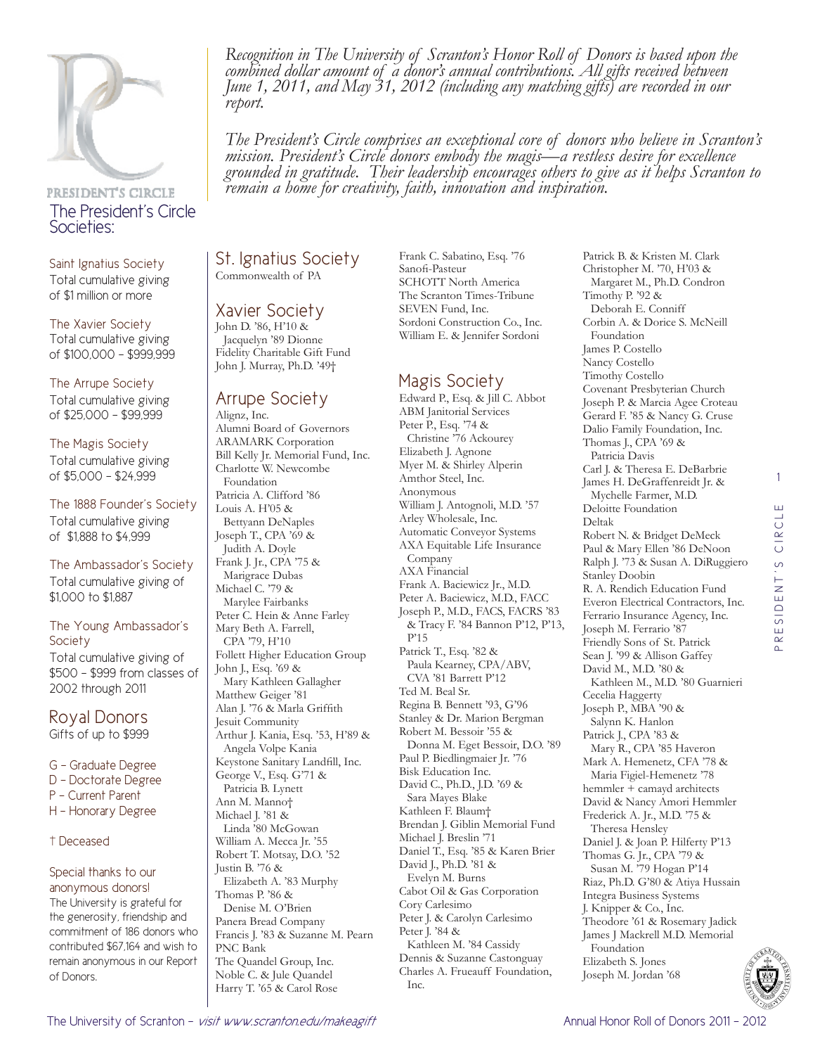*Recognition in The University of Scranton's Honor Roll of Donors is based upon the combined dollar amount of a donor's annual contributions. All gifts received between June 1, 2011, and May 31, 2012 (including any matching gifts) are recorded in our report.*

*The President's Circle comprises an exceptional core of donors who believe in Scranton's mission. President's Circle donors embody the magis—a restless desire for excellence grounded in gratitude. Their leadership encourages others to give as it helps Scranton to remain a home for creativity, faith, innovation and inspiration.*

PRESIDENT'S CIRCLE

## The President's Circle Societies:

Saint Ignatius Society
Total cumulative giving of $1 million or more

The Xavier Society
Total cumulative giving of $100,000 – $999,999

The Arrupe Society
Total cumulative giving of $25,000 – $99,999

The Magis Society
Total cumulative giving of $5,000 – $24,999

The 1888 Founder's Society
Total cumulative giving of $1,888 to $4,999

The Ambassador's Society
Total cumulative giving of $1,000 to $1,887

The Young Ambassador's Society
Total cumulative giving of $500 – $999 from classes of 2002 through 2011

## Royal Donors
Gifts of up to $999

G – Graduate Degree
D – Doctorate Degree
P – Current Parent
H – Honorary Degree

† Deceased

Special thanks to our anonymous donors!
The University is grateful for the generosity, friendship and commitment of 186 donors who contributed $67,164 and wish to remain anonymous in our Report of Donors.

## St. Ignatius Society

Commonwealth of PA

## Xavier Society

John D. '86, H'10 & Jacquelyn '89 Dionne
Fidelity Charitable Gift Fund
John J. Murray, Ph.D. '49†

## Arrupe Society

Alignz, Inc.
Alumni Board of Governors
ARAMARK Corporation
Bill Kelly Jr. Memorial Fund, Inc.
Charlotte W. Newcombe Foundation
Patricia A. Clifford '86
Louis A. H'05 & Bettyann DeNaples
Joseph T., CPA '69 & Judith A. Doyle
Frank J. Jr., CPA '75 & Marigrace Dubas
Michael C. '79 & Marylee Fairbanks
Peter C. Hein & Anne Farley
Mary Beth A. Farrell, CPA '79, H'10
Follett Higher Education Group
John J., Esq. '69 & Mary Kathleen Gallagher
Matthew Geiger '81
Alan J. '76 & Marla Griffith
Jesuit Community
Arthur J. Kania, Esq. '53, H'89 & Angela Volpe Kania
Keystone Sanitary Landfill, Inc.
George V., Esq. G'71 & Patricia B. Lynett
Ann M. Manno†
Michael J. '81 & Linda '80 McGowan
William A. Mecca Jr. '55
Robert T. Motsay, D.O. '52
Justin B. '76 & Elizabeth A. '83 Murphy
Thomas P. '86 & Denise M. O'Brien
Panera Bread Company
Francis J. '83 & Suzanne M. Pearn
PNC Bank
The Quandel Group, Inc.
Noble C. & Jule Quandel
Harry T. '65 & Carol Rose
Frank C. Sabatino, Esq. '76
Sanofi-Pasteur
SCHOTT North America
The Scranton Times-Tribune
SEVEN Fund, Inc.
Sordoni Construction Co., Inc.
William E. & Jennifer Sordoni

## Magis Society

Edward P., Esq. & Jill C. Abbot
ABM Janitorial Services
Peter P., Esq. '74 & Christine '76 Ackourey
Elizabeth J. Agnone
Myer M. & Shirley Alperin
Amthor Steel, Inc.
Anonymous
William J. Antognoli, M.D. '57
Arley Wholesale, Inc.
Automatic Conveyor Systems
AXA Equitable Life Insurance Company
AXA Financial
Frank A. Baciewicz Jr., M.D.
Peter A. Baciewicz, M.D., FACC
Joseph P., M.D., FACS, FACRS '83 & Tracy F. '84 Bannon P'12, P'13, P'15
Patrick T., Esq. '82 & Paula Kearney, CPA/ABV, CVA '81 Barrett P'12
Ted M. Beal Sr.
Regina B. Bennett '93, G'96
Stanley & Dr. Marion Bergman
Robert M. Bessoir '55 & Donna M. Eget Bessoir, D.O. '89
Paul P. Biedlingmaier Jr. '76
Bisk Education Inc.
David C., Ph.D., J.D. '69 & Sara Mayes Blake
Kathleen F. Blaum†
Brendan J. Giblin Memorial Fund
Michael J. Breslin '71
Daniel T., Esq. '85 & Karen Brier
David J., Ph.D. '81 & Evelyn M. Burns
Cabot Oil & Gas Corporation
Cory Carlesimo
Peter J. & Carolyn Carlesimo
Peter J. '84 & Kathleen M. '84 Cassidy
Dennis & Suzanne Castonguay
Charles A. Frueauff Foundation, Inc.
Patrick B. & Kristen M. Clark
Christopher M. '70, H'03 & Margaret M., Ph.D. Condron
Timothy P. '92 & Deborah E. Conniff
Corbin A. & Dorice S. McNeill Foundation
James P. Costello
Nancy Costello
Timothy Costello
Covenant Presbyterian Church
Joseph P. & Marcia Agee Croteau
Gerard F. '85 & Nancy G. Cruse
Dalio Family Foundation, Inc.
Thomas J., CPA '69 & Patricia Davis
Carl J. & Theresa E. DeBarbrie
James H. DeGraffenreidt Jr. & Mychelle Farmer, M.D.
Deloitte Foundation
Deltak
Robert N. & Bridget DeMeck
Paul & Mary Ellen '86 DeNoon
Ralph J. '73 & Susan A. DiRuggiero
Stanley Doobin
R. A. Rendich Education Fund
Everon Electrical Contractors, Inc.
Ferrario Insurance Agency, Inc.
Joseph M. Ferrario '87
Friendly Sons of St. Patrick
Sean J. '99 & Allison Gaffey
David M., M.D. '80 & Kathleen M., M.D. '80 Guarnieri
Cecelia Haggerty
Joseph P., MBA '90 & Salynn K. Hanlon
Patrick J., CPA '83 & Mary R., CPA '85 Haveron
Mark A. Hemenetz, CFA '78 & Maria Figiel-Hemenetz '78
hemmler + camayd architects
David & Nancy Amori Hemmler
Frederick A. Jr., M.D. '75 & Theresa Hensley
Daniel J. & Joan P. Hilferty P'13
Thomas G. Jr., CPA '79 & Susan M. '79 Hogan P'14
Riaz, Ph.D. G'80 & Atiya Hussain
Integra Business Systems
J. Knipper & Co., Inc.
Theodore '61 & Rosemary Jadick
James J Mackrell M.D. Memorial Foundation
Elizabeth S. Jones
Joseph M. Jordan '68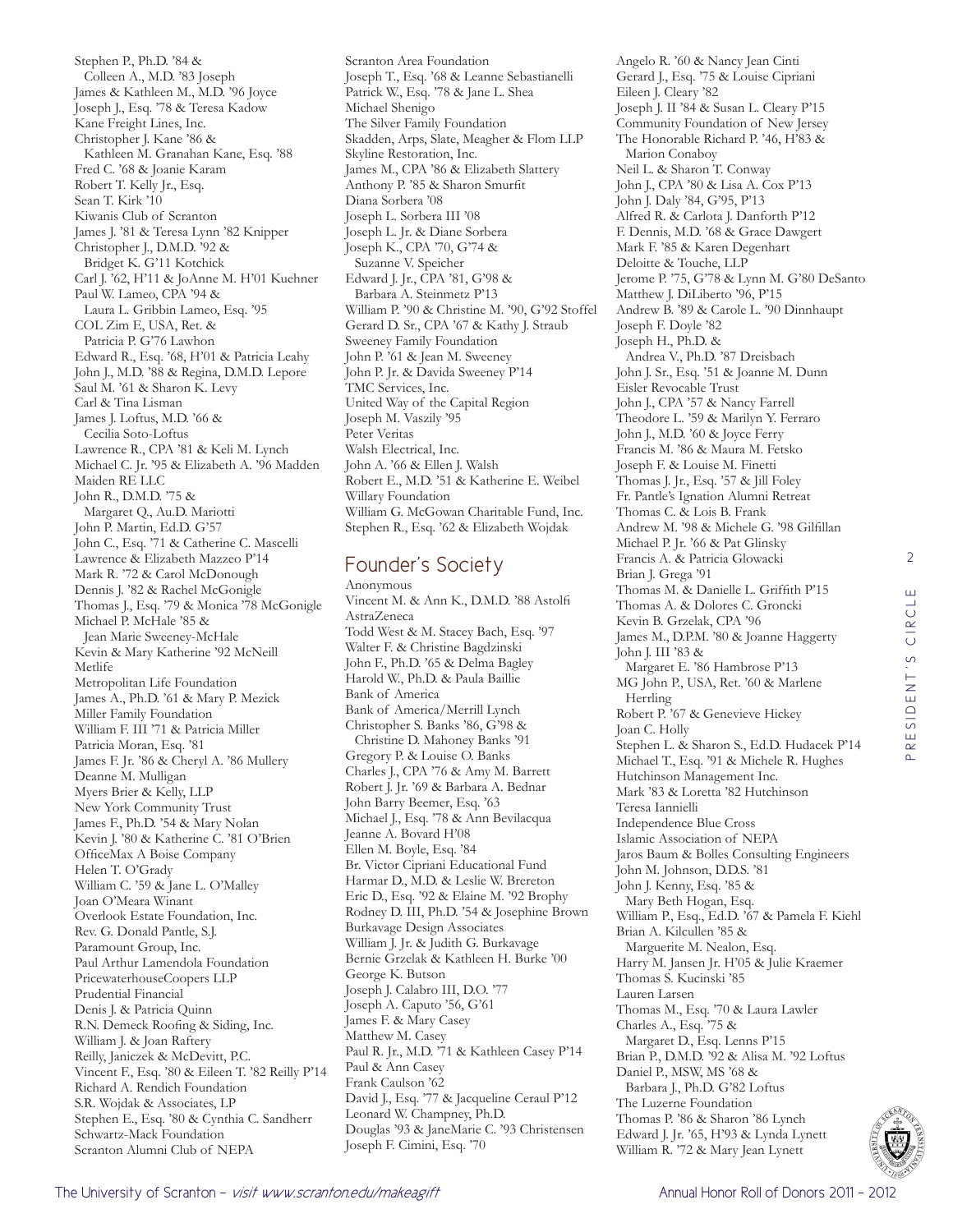Stephen P., Ph.D. '84 &
Colleen A., M.D. '83 Joseph
James & Kathleen M., M.D. '96 Joyce
Joseph J., Esq. '78 & Teresa Kadow
Kane Freight Lines, Inc.
Christopher J. Kane '86 &
Kathleen M. Granahan Kane, Esq. '88
Fred C. '68 & Joanie Karam
Robert T. Kelly Jr., Esq.
Sean T. Kirk '10
Kiwanis Club of Scranton
James J. '81 & Teresa Lynn '82 Knipper
Christopher J., D.M.D. '92 &
Bridget K. G'11 Kotchick
Carl J. '62, H'11 & JoAnne M. H'01 Kuehner
Paul W. Lameo, CPA '94 &
Laura L. Gribbin Lameo, Esq. '95
COL Zim E, USA, Ret. &
Patricia P. G'76 Lawhon
Edward R., Esq. '68, H'01 & Patricia Leahy
John J., M.D. '88 & Regina, D.M.D. Lepore
Saul M. '61 & Sharon K. Levy
Carl & Tina Lisman
James J. Loftus, M.D. '66 &
Cecilia Soto-Loftus
Lawrence R., CPA '81 & Keli M. Lynch
Michael C. Jr. '95 & Elizabeth A. '96 Madden
Maiden RE LLC
John R., D.M.D. '75 &
Margaret Q., Au.D. Mariotti
John P. Martin, Ed.D. G'57
John C., Esq. '71 & Catherine C. Mascelli
Lawrence & Elizabeth Mazzeo P'14
Mark R. '72 & Carol McDonough
Dennis J. '82 & Rachel McGonigle
Thomas J., Esq. '79 & Monica '78 McGonigle
Michael P. McHale '85 &
Jean Marie Sweeney-McHale
Kevin & Mary Katherine '92 McNeill
Metlife
Metropolitan Life Foundation
James A., Ph.D. '61 & Mary P. Mezick
Miller Family Foundation
William F. III '71 & Patricia Miller
Patricia Moran, Esq. '81
James F. Jr. '86 & Cheryl A. '86 Mullery
Deanne M. Mulligan
Myers Brier & Kelly, LLP
New York Community Trust
James F., Ph.D. '54 & Mary Nolan
Kevin J. '80 & Katherine C. '81 O'Brien
OfficeMax A Boise Company
Helen T. O'Grady
William C. '59 & Jane L. O'Malley
Joan O'Meara Winant
Overlook Estate Foundation, Inc.
Rev. G. Donald Pantle, S.J.
Paramount Group, Inc.
Paul Arthur Lamendola Foundation
PricewaterhouseCoopers LLP
Prudential Financial
Denis J. & Patricia Quinn
R.N. Demeck Roofing & Siding, Inc.
William J. & Joan Raftery
Reilly, Janiczek & McDevitt, P.C.
Vincent F., Esq. '80 & Eileen T. '82 Reilly P'14
Richard A. Rendich Foundation
S.R. Wojdak & Associates, LP
Stephen E., Esq. '80 & Cynthia C. Sandherr
Schwartz-Mack Foundation
Scranton Alumni Club of NEPA
Scranton Area Foundation
Joseph T., Esq. '68 & Leanne Sebastianelli
Patrick W., Esq. '78 & Jane L. Shea
Michael Shenigo
The Silver Family Foundation
Skadden, Arps, Slate, Meagher & Flom LLP
Skyline Restoration, Inc.
James M., CPA '86 & Elizabeth Slattery
Anthony P. '85 & Sharon Smurfit
Diana Sorbera '08
Joseph L. Sorbera III '08
Joseph L. Jr. & Diane Sorbera
Joseph K., CPA '70, G'74 &
Suzanne V. Speicher
Edward J. Jr., CPA '81, G'98 &
Barbara A. Steinmetz P'13
William P. '90 & Christine M. '90, G'92 Stoffel
Gerard D. Sr., CPA '67 & Kathy J. Straub
Sweeney Family Foundation
John P. '61 & Jean M. Sweeney
John P. Jr. & Davida Sweeney P'14
TMC Services, Inc.
United Way of the Capital Region
Joseph M. Vaszily '95
Peter Veritas
Walsh Electrical, Inc.
John A. '66 & Ellen J. Walsh
Robert E., M.D. '51 & Katherine E. Weibel
Willary Foundation
William G. McGowan Charitable Fund, Inc.
Stephen R., Esq. '62 & Elizabeth Wojdak

## Founder's Society

Anonymous
Vincent M. & Ann K., D.M.D. '88 Astolfi
AstraZeneca
Todd West & M. Stacey Bach, Esq. '97
Walter F. & Christine Bagdzinski
John F., Ph.D. '65 & Delma Bagley
Harold W., Ph.D. & Paula Baillie
Bank of America
Bank of America/Merrill Lynch
Christopher S. Banks '86, G'98 &
Christine D. Mahoney Banks '91
Gregory P. & Louise O. Banks
Charles J., CPA '76 & Amy M. Barrett
Robert J. Jr. '69 & Barbara A. Bednar
John Barry Beemer, Esq. '63
Michael J., Esq. '78 & Ann Bevilacqua
Jeanne A. Bovard H'08
Ellen M. Boyle, Esq. '84
Br. Victor Cipriani Educational Fund
Harmar D., M.D. & Leslie W. Brereton
Eric D., Esq. '92 & Elaine M. '92 Brophy
Rodney D. III, Ph.D. '54 & Josephine Brown
Burkavage Design Associates
William J. Jr. & Judith G. Burkavage
Bernie Grzelak & Kathleen H. Burke '00
George K. Butson
Joseph J. Calabro III, D.O. '77
Joseph A. Caputo '56, G'61
James F. & Mary Casey
Matthew M. Casey
Paul R. Jr., M.D. '71 & Kathleen Casey P'14
Paul & Ann Casey
Frank Caulson '62
David J., Esq. '77 & Jacqueline Ceraul P'12
Leonard W. Champney, Ph.D.
Douglas '93 & JaneMarie C. '93 Christensen
Joseph F. Cimini, Esq. '70
Angelo R. '60 & Nancy Jean Cinti
Gerard J., Esq. '75 & Louise Cipriani
Eileen J. Cleary '82
Joseph J. II '84 & Susan L. Cleary P'15
Community Foundation of New Jersey
The Honorable Richard P. '46, H'83 &
Marion Conaboy
Neil L. & Sharon T. Conway
John J., CPA '80 & Lisa A. Cox P'13
John J. Daly '84, G'95, P'13
Alfred R. & Carlota J. Danforth P'12
F. Dennis, M.D. '68 & Grace Dawgert
Mark F. '85 & Karen Degenhart
Deloitte & Touche, LLP
Jerome P. '75, G'78 & Lynn M. G'80 DeSanto
Matthew J. DiLiberto '96, P'15
Andrew B. '89 & Carole L. '90 Dinnhaupt
Joseph F. Doyle '82
Joseph H., Ph.D. &
Andrea V., Ph.D. '87 Dreisbach
John J. Sr., Esq. '51 & Joanne M. Dunn
Eisler Revocable Trust
John J., CPA '57 & Nancy Farrell
Theodore L. '59 & Marilyn Y. Ferraro
John J., M.D. '60 & Joyce Ferry
Francis M. '86 & Maura M. Fetsko
Joseph F. & Louise M. Finetti
Thomas J. Jr., Esq. '57 & Jill Foley
Fr. Pantle's Ignation Alumni Retreat
Thomas C. & Lois B. Frank
Andrew M. '98 & Michele G. '98 Gilfillan
Michael P. Jr. '66 & Pat Glinsky
Francis A. & Patricia Glowacki
Brian J. Grega '91
Thomas M. & Danielle L. Griffith P'15
Thomas A. & Dolores C. Groncki
Kevin B. Grzelak, CPA '96
James M., D.P.M. '80 & Joanne Haggerty
John J. III '83 &
Margaret E. '86 Hambrose P'13
MG John P., USA, Ret. '60 & Marlene
Herrling
Robert P. '67 & Genevieve Hickey
Joan C. Holly
Stephen L. & Sharon S., Ed.D. Hudacek P'14
Michael T., Esq. '91 & Michele R. Hughes
Hutchinson Management Inc.
Mark '83 & Loretta '82 Hutchinson
Teresa Iannielli
Independence Blue Cross
Islamic Association of NEPA
Jaros Baum & Bolles Consulting Engineers
John M. Johnson, D.D.S. '81
John J. Kenny, Esq. '85 &
Mary Beth Hogan, Esq.
William P., Esq., Ed.D. '67 & Pamela F. Kiehl
Brian A. Kilcullen '85 &
Marguerite M. Nealon, Esq.
Harry M. Jansen Jr. H'05 & Julie Kraemer
Thomas S. Kucinski '85
Lauren Larsen
Thomas M., Esq. '70 & Laura Lawler
Charles A., Esq. '75 &
Margaret D., Esq. Lenns P'15
Brian P., D.M.D. '92 & Alisa M. '92 Loftus
Daniel P., MSW, MS '68 &
Barbara J., Ph.D. G'82 Loftus
The Luzerne Foundation
Thomas P. '86 & Sharon '86 Lynch
Edward J. Jr. '65, H'93 & Lynda Lynett
William R. '72 & Mary Jean Lynett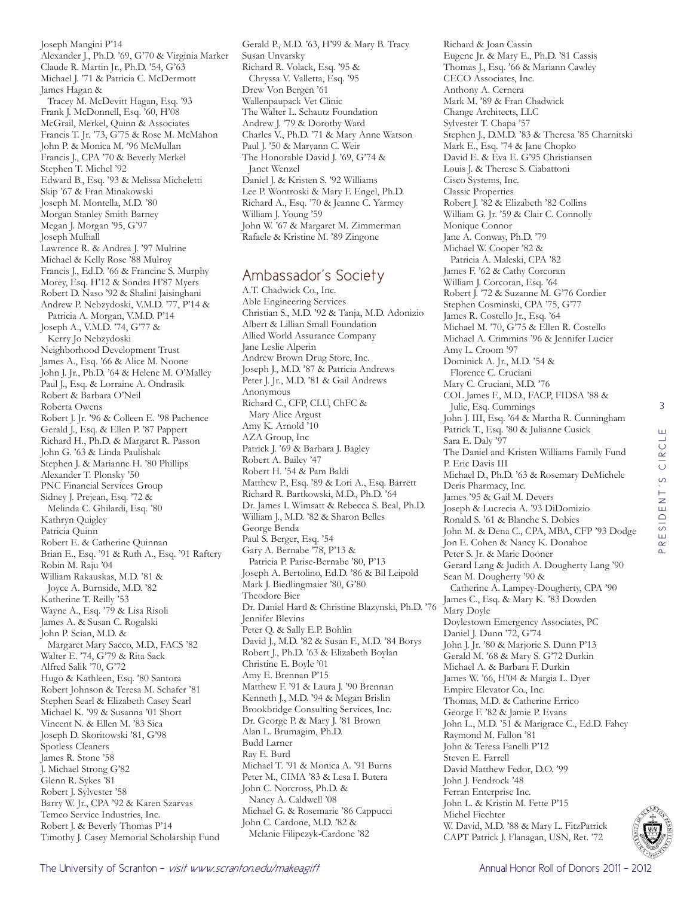Joseph Mangini P'14
Alexander J., Ph.D. '69, G'70 & Virginia Marker
Claude R. Martin Jr., Ph.D. '54, G'63
Michael J. '71 & Patricia C. McDermott
James Hagan &
Tracey M. McDevitt Hagan, Esq. '93
Frank J. McDonnell, Esq. '60, H'08
McGrail, Merkel, Quinn & Associates
Francis T. Jr. '73, G'75 & Rose M. McMahon
John P. & Monica M. '96 McMullan
Francis J., CPA '70 & Beverly Merkel
Stephen T. Michel '92
Edward B., Esq. '93 & Melissa Micheletti
Skip '67 & Fran Minakowski
Joseph M. Montella, M.D. '80
Morgan Stanley Smith Barney
Megan J. Morgan '95, G'97
Joseph Mulhall
Lawrence R. & Andrea J. '97 Mulrine
Michael & Kelly Rose '88 Mulroy
Francis J., Ed.D. '66 & Francine S. Murphy
Morey, Esq. H'12 & Sondra H'87 Myers
Robert D. Naso '92 & Shalini Jaisinghani
Andrew P. Nebzydoski, V.M.D. '77, P'14 &
Patricia A. Morgan, V.M.D. P'14
Joseph A., V.M.D. '74, G'77 &
Kerry Jo Nebzydoski
Neighborhood Development Trust
James A., Esq. '66 & Alice M. Noone
John J. Jr., Ph.D. '64 & Helene M. O'Malley
Paul J., Esq. & Lorraine A. Ondrasik
Robert & Barbara O'Neil
Roberta Owens
Robert J. Jr. '96 & Colleen E. '98 Pachence
Gerald J., Esq. & Ellen P. '87 Pappert
Richard H., Ph.D. & Margaret R. Passon
John G. '63 & Linda Paulishak
Stephen J. & Marianne H. '80 Phillips
Alexander T. Plonsky '50
PNC Financial Services Group
Sidney J. Prejean, Esq. '72 &
Melinda C. Ghilardi, Esq. '80
Kathryn Quigley
Patricia Quinn
Robert E. & Catherine Quinnan
Brian E., Esq. '91 & Ruth A., Esq. '91 Raftery
Robin M. Raju '04
William Rakauskas, M.D. '81 &
Joyce A. Burnside, M.D. '82
Katherine T. Reilly '53
Wayne A., Esq. '79 & Lisa Risoli
James A. & Susan C. Rogalski
John P. Scian, M.D. &
Margaret Mary Sacco, M.D., FACS '82
Walter E. '74, G'79 & Rita Sack
Alfred Salik '70, G'72
Hugo & Kathleen, Esq. '80 Santora
Robert Johnson & Teresa M. Schafer '81
Stephen Searl & Elizabeth Casey Searl
Michael K. '99 & Susanna '01 Short
Vincent N. & Ellen M. '83 Sica
Joseph D. Skoritowski '81, G'98
Spotless Cleaners
James R. Stone '58
J. Michael Strong G'82
Glenn R. Sykes '81
Robert J. Sylvester '58
Barry W. Jr., CPA '92 & Karen Szarvas
Temco Service Industries, Inc.
Robert J. & Beverly Thomas P'14
Timothy J. Casey Memorial Scholarship Fund
Gerald P., M.D. '63, H'99 & Mary B. Tracy
Susan Unvarsky
Richard R. Volack, Esq. '95 &
Chryssa V. Valletta, Esq. '95
Drew Von Bergen '61
Wallenpaupack Vet Clinic
The Walter L. Schautz Foundation
Andrew J. '79 & Dorothy Ward
Charles V., Ph.D. '71 & Mary Anne Watson
Paul J. '50 & Maryann C. Weir
The Honorable David J. '69, G'74 &
Janet Wenzel
Daniel J. & Kristen S. '92 Williams
Lee P. Wontroski & Mary F. Engel, Ph.D.
Richard A., Esq. '70 & Jeanne C. Yarmey
William J. Young '59
John W. '67 & Margaret M. Zimmerman
Rafaele & Kristine M. '89 Zingone

## Ambassador's Society

A.T. Chadwick Co., Inc.
Able Engineering Services
Christian S., M.D. '92 & Tanja, M.D. Adonizio
Albert & Lillian Small Foundation
Allied World Assurance Company
Jane Leslie Alperin
Andrew Brown Drug Store, Inc.
Joseph J., M.D. '87 & Patricia Andrews
Peter J. Jr., M.D. '81 & Gail Andrews
Anonymous
Richard C., CFP, CLU, ChFC &
Mary Alice Argust
Amy K. Arnold '10
AZA Group, Inc
Patrick J. '69 & Barbara J. Bagley
Robert A. Bailey '47
Robert H. '54 & Pam Baldi
Matthew P., Esq. '89 & Lori A., Esq. Barrett
Richard R. Bartkowski, M.D., Ph.D. '64
Dr. James I. Wimsatt & Rebecca S. Beal, Ph.D.
William J., M.D. '82 & Sharon Belles
George Benda
Paul S. Berger, Esq. '54
Gary A. Bernabe '78, P'13 &
Patricia P. Parise-Bernabe '80, P'13
Joseph A. Bertolino, Ed.D. '86 & Bil Leipold
Mark J. Biedlingmaier '80, G'80
Theodore Bier
Dr. Daniel Hartl & Christine Blazynski, Ph.D. '76
Jennifer Blevins
Peter Q. & Sally E.P. Bohlin
David J., M.D. '82 & Susan F., M.D. '84 Borys
Robert J., Ph.D. '63 & Elizabeth Boylan
Christine E. Boyle '01
Amy E. Brennan P'15
Matthew F. '91 & Laura J. '90 Brennan
Kenneth J., M.D. '94 & Megan Brislin
Brookbridge Consulting Services, Inc.
Dr. George P. & Mary J. '81 Brown
Alan L. Brumagim, Ph.D.
Budd Larner
Ray E. Burd
Michael T. '91 & Monica A. '91 Burns
Peter M., CIMA '83 & Lesa I. Butera
John C. Norcross, Ph.D. &
Nancy A. Caldwell '08
Michael G. & Rosemarie '86 Cappucci
John C. Cardone, M.D. '82 &
Melanie Filipczyk-Cardone '82
Richard & Joan Cassin
Eugene Jr. & Mary E., Ph.D. '81 Cassis
Thomas J., Esq. '66 & Mariann Cawley
CECO Associates, Inc.
Anthony A. Cernera
Mark M. '89 & Fran Chadwick
Change Architects, LLC
Sylvester T. Chapa '57
Stephen J., D.M.D. '83 & Theresa '85 Charnitski
Mark E., Esq. '74 & Jane Chopko
David E. & Eva E. G'95 Christiansen
Louis J. & Therese S. Ciabattoni
Cisco Systems, Inc.
Classic Properties
Robert J. '82 & Elizabeth '82 Collins
William G. Jr. '59 & Clair C. Connolly
Monique Connor
Jane A. Conway, Ph.D. '79
Michael W. Cooper '82 &
Patricia A. Maleski, CPA '82
James F. '62 & Cathy Corcoran
William J. Corcoran, Esq. '64
Robert J. '72 & Suzanne M. G'76 Cordier
Stephen Cosminski, CPA '75, G'77
James R. Costello Jr., Esq. '64
Michael M. '70, G'75 & Ellen R. Costello
Michael A. Crimmins '96 & Jennifer Lucier
Amy L. Croom '97
Dominick A. Jr., M.D. '54 &
Florence C. Cruciani
Mary C. Cruciani, M.D. '76
COL James F., M.D., FACP, FIDSA '88 &
Julie, Esq. Cummings
John J. III, Esq. '64 & Martha R. Cunningham
Patrick T., Esq. '80 & Julianne Cusick
Sara E. Daly '97
The Daniel and Kristen Williams Family Fund
P. Eric Davis III
Michael D., Ph.D. '63 & Rosemary DeMichele
Deris Pharmacy, Inc.
James '95 & Gail M. Devers
Joseph & Lucrecia A. '93 DiDomizio
Ronald S. '61 & Blanche S. Dobies
John M. & Dena C., CPA, MBA, CFP '93 Dodge
Jon E. Cohen & Nancy K. Donahoe
Peter S. Jr. & Marie Dooner
Gerard Lang & Judith A. Dougherty Lang '90
Sean M. Dougherty '90 &
Catherine A. Lampey-Dougherty, CPA '90
James C., Esq. & Mary K. '83 Dowden
Mary Doyle
Doylestown Emergency Associates, PC
Daniel J. Dunn '72, G'74
John J. Jr. '80 & Marjorie S. Dunn P'13
Gerald M. '68 & Mary S. G'72 Durkin
Michael A. & Barbara F. Durkin
James W. '66, H'04 & Margia L. Dyer
Empire Elevator Co., Inc.
Thomas, M.D. & Catherine Errico
George F. '82 & Jamie P. Evans
John L., M.D. '51 & Marigrace C., Ed.D. Fahey
Raymond M. Fallon '81
John & Teresa Fanelli P'12
Steven E. Farrell
David Matthew Fedor, D.O. '99
John J. Fendrock '48
Ferran Enterprise Inc.
John L. & Kristin M. Fette P'15
Michel Fiechter
W. David, M.D. '88 & Mary L. FitzPatrick
CAPT Patrick J. Flanagan, USN, Ret. '72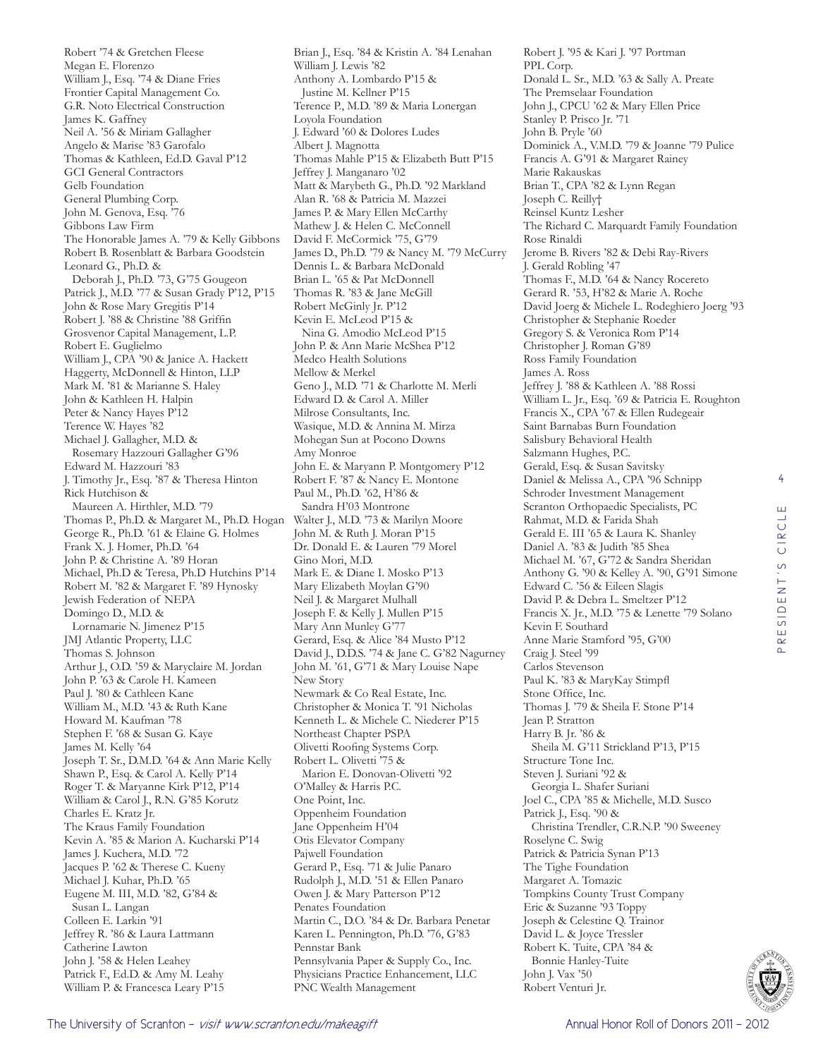Robert '74 & Gretchen Fleese
Megan E. Florenzo
William J., Esq. '74 & Diane Fries
Frontier Capital Management Co.
G.R. Noto Electrical Construction
James K. Gaffney
Neil A. '56 & Miriam Gallagher
Angelo & Marise '83 Garofalo
Thomas & Kathleen, Ed.D. Gaval P'12
GCI General Contractors
Gelb Foundation
General Plumbing Corp.
John M. Genova, Esq. '76
Gibbons Law Firm
The Honorable James A. '79 & Kelly Gibbons
Robert B. Rosenblatt & Barbara Goodstein
Leonard G., Ph.D. & Deborah J., Ph.D. '73, G'75 Gougeon
Patrick J., M.D. '77 & Susan Grady P'12, P'15
John & Rose Mary Gregitis P'14
Robert J. '88 & Christine '88 Griffin
Grosvenor Capital Management, L.P.
Robert E. Guglielmo
William J., CPA '90 & Janice A. Hackett
Haggerty, McDonnell & Hinton, LLP
Mark M. '81 & Marianne S. Haley
John & Kathleen H. Halpin
Peter & Nancy Hayes P'12
Terence W. Hayes '82
Michael J. Gallagher, M.D. & Rosemary Hazzouri Gallagher G'96
Edward M. Hazzouri '83
J. Timothy Jr., Esq. '87 & Theresa Hinton
Rick Hutchison & Maureen A. Hirthler, M.D. '79
Thomas P., Ph.D. & Margaret M., Ph.D. Hogan
George R., Ph.D. '61 & Elaine G. Holmes
Frank X. J. Homer, Ph.D. '64
John P. & Christine A. '89 Horan
Michael, Ph.D & Teresa, Ph.D Hutchins P'14
Robert M. '82 & Margaret F. '89 Hynosky
Jewish Federation of NEPA
Domingo D., M.D. & Lornamarie N. Jimenez P'15
JMJ Atlantic Property, LLC
Thomas S. Johnson
Arthur J., O.D. '59 & Maryclaire M. Jordan
John P. '63 & Carole H. Kameen
Paul J. '80 & Cathleen Kane
William M., M.D. '43 & Ruth Kane
Howard M. Kaufman '78
Stephen F. '68 & Susan G. Kaye
James M. Kelly '64
Joseph T. Sr., D.M.D. '64 & Ann Marie Kelly
Shawn P., Esq. & Carol A. Kelly P'14
Roger T. & Maryanne Kirk P'12, P'14
William & Carol J., R.N. G'85 Korutz
Charles E. Kratz Jr.
The Kraus Family Foundation
Kevin A. '85 & Marion A. Kucharski P'14
James J. Kuchera, M.D. '72
Jacques P. '62 & Therese C. Kueny
Michael J. Kuhar, Ph.D. '65
Eugene M. III, M.D. '82, G'84 & Susan L. Langan
Colleen E. Larkin '91
Jeffrey R. '86 & Laura Lattmann
Catherine Lawton
John J. '58 & Helen Leahey
Patrick F., Ed.D. & Amy M. Leahy
William P. & Francesca Leary P'15
Brian J., Esq. '84 & Kristin A. '84 Lenahan
William J. Lewis '82
Anthony A. Lombardo P'15 & Justine M. Kellner P'15
Terence P., M.D. '89 & Maria Lonergan
Loyola Foundation
J. Edward '60 & Dolores Ludes
Albert J. Magnotta
Thomas Mahle P'15 & Elizabeth Butt P'15
Jeffrey J. Manganaro '02
Matt & Marybeth G., Ph.D. '92 Markland
Alan R. '68 & Patricia M. Mazzei
James P. & Mary Ellen McCarthy
Mathew J. & Helen C. McConnell
David F. McCormick '75, G'79
James D., Ph.D. '79 & Nancy M. '79 McCurry
Dennis L. & Barbara McDonald
Brian L. '65 & Pat McDonnell
Thomas R. '83 & Jane McGill
Robert McGinly Jr. P'12
Kevin E. McLeod P'15 & Nina G. Amodio McLeod P'15
John P. & Ann Marie McShea P'12
Medco Health Solutions
Mellow & Merkel
Geno J., M.D. '71 & Charlotte M. Merli
Edward D. & Carol A. Miller
Milrose Consultants, Inc.
Wasique, M.D. & Annina M. Mirza
Mohegan Sun at Pocono Downs
Amy Monroe
John E. & Maryann P. Montgomery P'12
Robert F. '87 & Nancy E. Montone
Paul M., Ph.D. '62, H'86 & Sandra H'03 Montrone
Walter J., M.D. '73 & Marilyn Moore
John M. & Ruth J. Moran P'15
Dr. Donald E. & Lauren '79 Morel
Gino Mori, M.D.
Mark E. & Diane I. Mosko P'13
Mary Elizabeth Moylan G'90
Neil J. & Margaret Mulhall
Joseph F. & Kelly J. Mullen P'15
Mary Ann Munley G'77
Gerard, Esq. & Alice '84 Musto P'12
David J., D.D.S. '74 & Jane C. G'82 Nagurney
John M. '61, G'71 & Mary Louise Nape
New Story
Newmark & Co Real Estate, Inc.
Christopher & Monica T. '91 Nicholas
Kenneth L. & Michele C. Niederer P'15
Northeast Chapter PSPA
Olivetti Roofing Systems Corp.
Robert L. Olivetti '75 & Marion E. Donovan-Olivetti '92
O'Malley & Harris P.C.
One Point, Inc.
Oppenheim Foundation
Jane Oppenheim H'04
Otis Elevator Company
Pajwell Foundation
Gerard P., Esq. '71 & Julie Panaro
Rudolph J., M.D. '51 & Ellen Panaro
Owen J. & Mary Patterson P'12
Penates Foundation
Martin C., D.O. '84 & Dr. Barbara Penetar
Karen L. Pennington, Ph.D. '76, G'83
Pennstar Bank
Pennsylvania Paper & Supply Co., Inc.
Physicians Practice Enhancement, LLC
PNC Wealth Management
Robert J. '95 & Kari J. '97 Portman
PPL Corp.
Donald L. Sr., M.D. '63 & Sally A. Preate
The Premselaar Foundation
John J., CPCU '62 & Mary Ellen Price
Stanley P. Prisco Jr. '71
John B. Pryle '60
Dominick A., V.M.D. '79 & Joanne '79 Pulice
Francis A. G'91 & Margaret Rainey
Marie Rakauskas
Brian T., CPA '82 & Lynn Regan
Joseph C. Reilly†
Reinsel Kuntz Lesher
The Richard C. Marquardt Family Foundation
Rose Rinaldi
Jerome B. Rivers '82 & Debi Ray-Rivers
J. Gerald Robling '47
Thomas F., M.D. '64 & Nancy Rocereto
Gerard R. '53, H'82 & Marie A. Roche
David Joerg & Michele L. Rodeghiero Joerg '93
Christopher & Stephanie Roeder
Gregory S. & Veronica Rom P'14
Christopher J. Roman G'89
Ross Family Foundation
James A. Ross
Jeffrey J. '88 & Kathleen A. '88 Rossi
William L. Jr., Esq. '69 & Patricia E. Roughton
Francis X., CPA '67 & Ellen Rudegeair
Saint Barnabas Burn Foundation
Salisbury Behavioral Health
Salzmann Hughes, P.C.
Gerald, Esq. & Susan Savitsky
Daniel & Melissa A., CPA '96 Schnipp
Schroder Investment Management
Scranton Orthopaedic Specialists, PC
Rahmat, M.D. & Farida Shah
Gerald E. III '65 & Laura K. Shanley
Daniel A. '83 & Judith '85 Shea
Michael M. '67, G'72 & Sandra Sheridan
Anthony G. '90 & Kelley A. '90, G'91 Simone
Edward C. '56 & Eileen Slagis
David P. & Debra L. Smeltzer P'12
Francis X. Jr., M.D. '75 & Lenette '79 Solano
Kevin F. Southard
Anne Marie Stamford '95, G'00
Craig J. Steel '99
Carlos Stevenson
Paul K. '83 & MaryKay Stimpfl
Stone Office, Inc.
Thomas J. '79 & Sheila F. Stone P'14
Jean P. Stratton
Harry B. Jr. '86 & Sheila M. G'11 Strickland P'13, P'15
Structure Tone Inc.
Steven J. Suriani '92 & Georgia L. Shafer Suriani
Joel C., CPA '85 & Michelle, M.D. Susco
Patrick J., Esq. '90 & Christina Trendler, C.R.N.P. '90 Sweeney
Roselyne C. Swig
Patrick & Patricia Synan P'13
The Tighe Foundation
Margaret A. Tomazic
Tompkins County Trust Company
Eric & Suzanne '93 Toppy
Joseph & Celestine Q. Trainor
David L. & Joyce Tressler
Robert K. Tuite, CPA '84 & Bonnie Hanley-Tuite
John J. Vax '50
Robert Venturi Jr.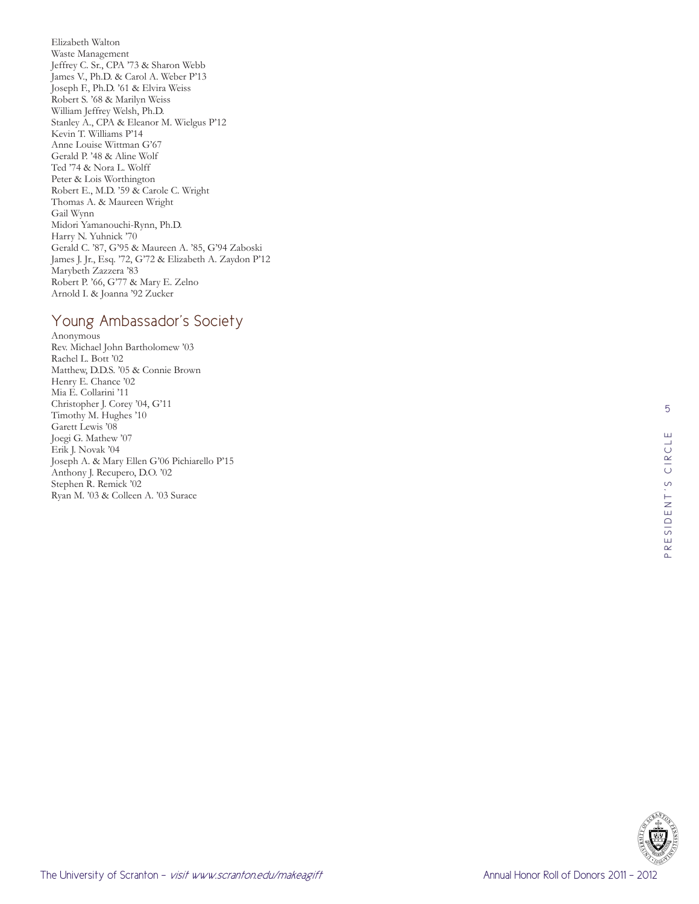Elizabeth Walton
Waste Management
Jeffrey C. Sr., CPA ’73 & Sharon Webb
James V., Ph.D. & Carol A. Weber P’13
Joseph F., Ph.D. ’61 & Elvira Weiss
Robert S. ’68 & Marilyn Weiss
William Jeffrey Welsh, Ph.D.
Stanley A., CPA & Eleanor M. Wielgus P’12
Kevin T. Williams P’14
Anne Louise Wittman G’67
Gerald P. ’48 & Aline Wolf
Ted ’74 & Nora L. Wolff
Peter & Lois Worthington
Robert E., M.D. ’59 & Carole C. Wright
Thomas A. & Maureen Wright
Gail Wynn
Midori Yamanouchi-Rynn, Ph.D.
Harry N. Yuhnick ’70
Gerald C. ’87, G’95 & Maureen A. ’85, G’94 Zaboski
James J. Jr., Esq. ’72, G’72 & Elizabeth A. Zaydon P’12
Marybeth Zazzera ’83
Robert P. ’66, G’77 & Mary E. Zelno
Arnold I. & Joanna ’92 Zucker

## Young Ambassador’s Society

Anonymous
Rev. Michael John Bartholomew ’03
Rachel L. Bott ’02
Matthew, D.D.S. ’05 & Connie Brown
Henry E. Chance ’02
Mia E. Collarini ’11
Christopher J. Corey ’04, G’11
Timothy M. Hughes ’10
Garett Lewis ’08
Joegi G. Mathew ’07
Erik J. Novak ’04
Joseph A. & Mary Ellen G’06 Pichiarello P’15
Anthony J. Recupero, D.O. ’02
Stephen R. Remick ’02
Ryan M. ’03 & Colleen A. ’03 Surace